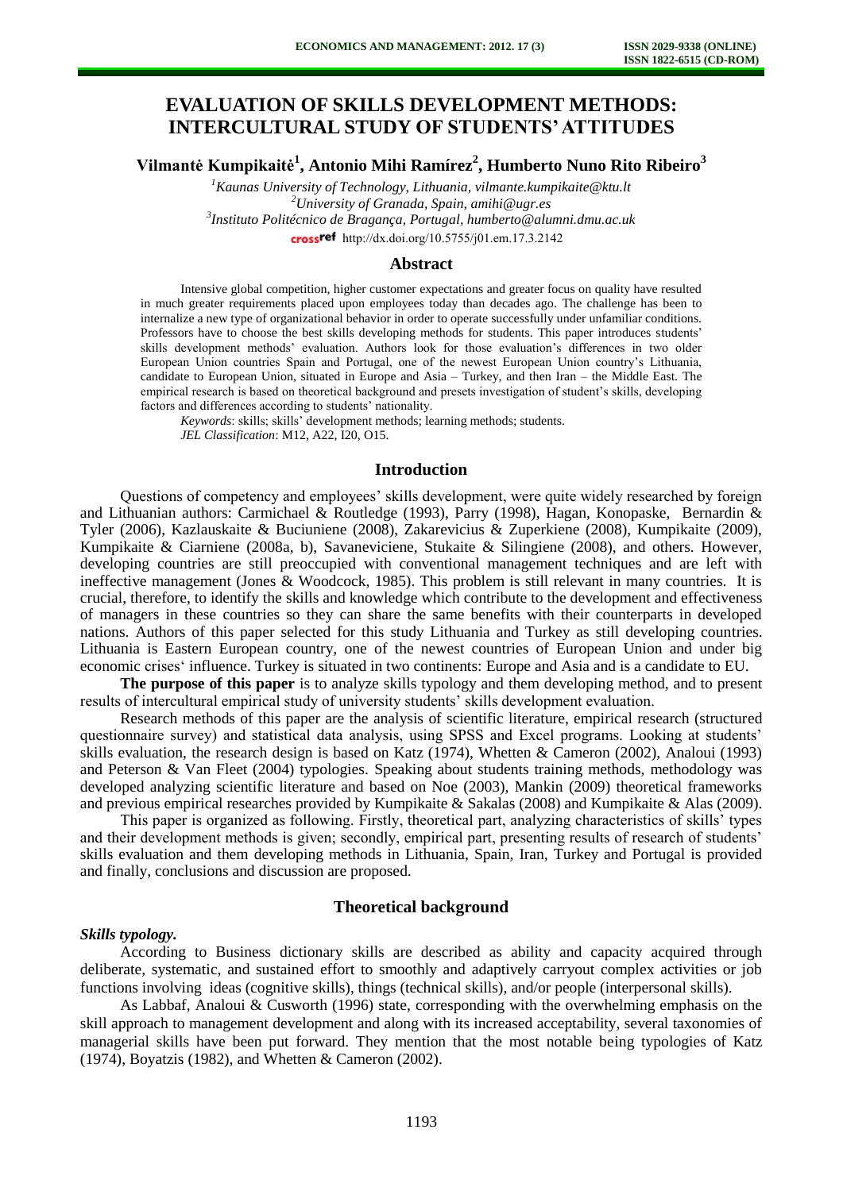# EVALUATION OF SKILLS DEVELOPMENT METHODS: INTERCULTURAL STUDY OF STUDENTS' ATTITUDES

**Vilmantė Kumpikaitė[1], Antonio Mihi Ramírez[2], Humberto Nuno Rito Ribeiro[3]**

*[1]Kaunas University of Technology, Lithuania, vilmante.kumpikaite@ktu.lt*
*[2]University of Granada, Spain, amihi@ugr.es*
*[3]Instituto Politécnico de Bragança, Portugal, humberto@alumni.dmu.ac.uk*
http://dx.doi.org/10.5755/j01.em.17.3.2142

## Abstract

Intensive global competition, higher customer expectations and greater focus on quality have resulted in much greater requirements placed upon employees today than decades ago. The challenge has been to internalize a new type of organizational behavior in order to operate successfully under unfamiliar conditions. Professors have to choose the best skills developing methods for students. This paper introduces students' skills development methods' evaluation. Authors look for those evaluation's differences in two older European Union countries Spain and Portugal, one of the newest European Union country's Lithuania, candidate to European Union, situated in Europe and Asia – Turkey, and then Iran – the Middle East. The empirical research is based on theoretical background and presets investigation of student's skills, developing factors and differences according to students' nationality.

*Keywords*: skills; skills' development methods; learning methods; students.
*JEL Classification*: M12, A22, I20, O15.

## Introduction

Questions of competency and employees' skills development, were quite widely researched by foreign and Lithuanian authors: Carmichael & Routledge (1993), Parry (1998), Hagan, Konopaske, Bernardin & Tyler (2006), Kazlauskaite & Buciuniene (2008), Zakarevicius & Zuperkiene (2008), Kumpikaite (2009), Kumpikaite & Ciarniene (2008a, b), Savaneviciene, Stukaite & Silingiene (2008), and others. However, developing countries are still preoccupied with conventional management techniques and are left with ineffective management (Jones & Woodcock, 1985). This problem is still relevant in many countries. It is crucial, therefore, to identify the skills and knowledge which contribute to the development and effectiveness of managers in these countries so they can share the same benefits with their counterparts in developed nations. Authors of this paper selected for this study Lithuania and Turkey as still developing countries. Lithuania is Eastern European country, one of the newest countries of European Union and under big economic crises' influence. Turkey is situated in two continents: Europe and Asia and is a candidate to EU.

**The purpose of this paper** is to analyze skills typology and them developing method, and to present results of intercultural empirical study of university students' skills development evaluation.

Research methods of this paper are the analysis of scientific literature, empirical research (structured questionnaire survey) and statistical data analysis, using SPSS and Excel programs. Looking at students' skills evaluation, the research design is based on Katz (1974), Whetten & Cameron (2002), Analoui (1993) and Peterson & Van Fleet (2004) typologies. Speaking about students training methods, methodology was developed analyzing scientific literature and based on Noe (2003), Mankin (2009) theoretical frameworks and previous empirical researches provided by Kumpikaite & Sakalas (2008) and Kumpikaite & Alas (2009).

This paper is organized as following. Firstly, theoretical part, analyzing characteristics of skills' types and their development methods is given; secondly, empirical part, presenting results of research of students' skills evaluation and them developing methods in Lithuania, Spain, Iran, Turkey and Portugal is provided and finally, conclusions and discussion are proposed.

## Theoretical background

### *Skills typology.*

According to Business dictionary skills are described as ability and capacity acquired through deliberate, systematic, and sustained effort to smoothly and adaptively carryout complex activities or job functions involving ideas (cognitive skills), things (technical skills), and/or people (interpersonal skills).

As Labbaf, Analoui & Cusworth (1996) state, corresponding with the overwhelming emphasis on the skill approach to management development and along with its increased acceptability, several taxonomies of managerial skills have been put forward. They mention that the most notable being typologies of Katz (1974), Boyatzis (1982), and Whetten & Cameron (2002).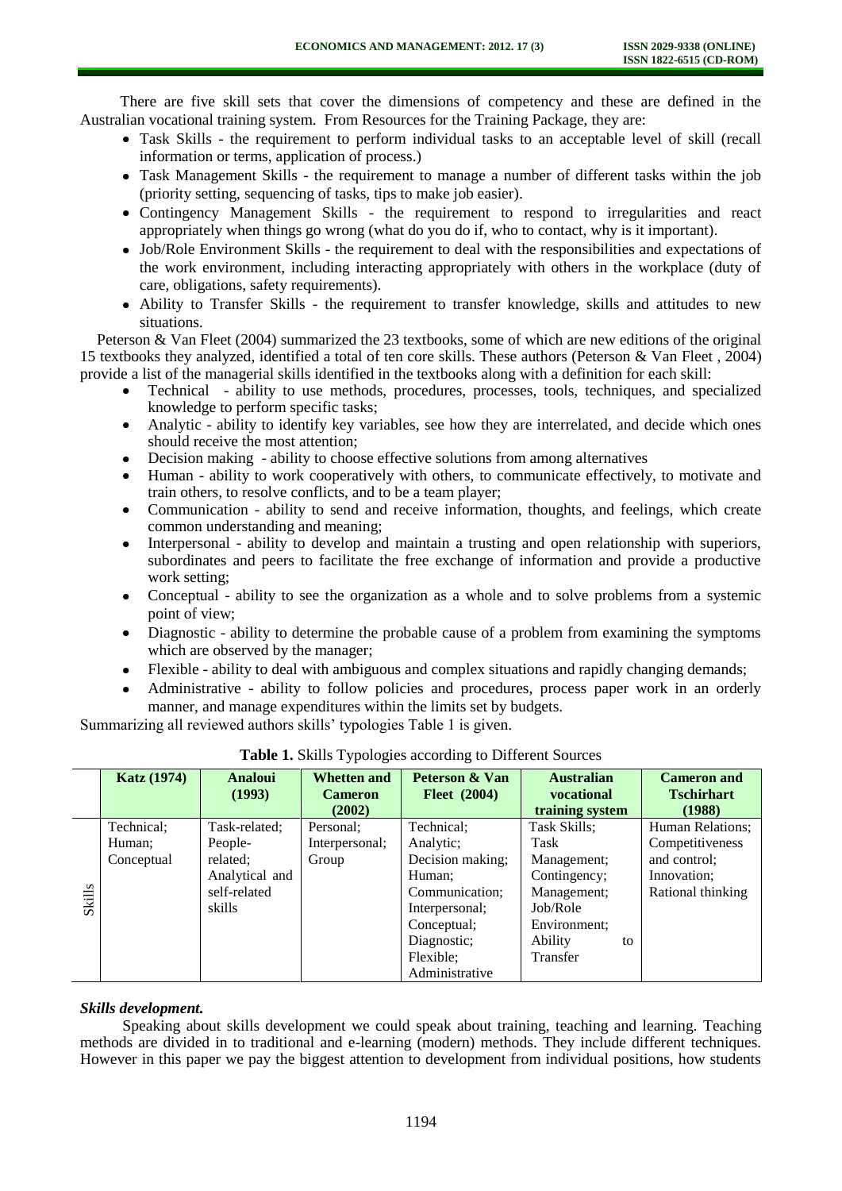There are five skill sets that cover the dimensions of competency and these are defined in the Australian vocational training system. From Resources for the Training Package, they are:

- Task Skills - the requirement to perform individual tasks to an acceptable level of skill (recall information or terms, application of process.)
- Task Management Skills - the requirement to manage a number of different tasks within the job (priority setting, sequencing of tasks, tips to make job easier).
- Contingency Management Skills - the requirement to respond to irregularities and react appropriately when things go wrong (what do you do if, who to contact, why is it important).
- Job/Role Environment Skills - the requirement to deal with the responsibilities and expectations of the work environment, including interacting appropriately with others in the workplace (duty of care, obligations, safety requirements).
- Ability to Transfer Skills - the requirement to transfer knowledge, skills and attitudes to new situations.

Peterson & Van Fleet (2004) summarized the 23 textbooks, some of which are new editions of the original 15 textbooks they analyzed, identified a total of ten core skills. These authors (Peterson & Van Fleet , 2004) provide a list of the managerial skills identified in the textbooks along with a definition for each skill:

- Technical - ability to use methods, procedures, processes, tools, techniques, and specialized knowledge to perform specific tasks;
- Analytic - ability to identify key variables, see how they are interrelated, and decide which ones should receive the most attention;
- Decision making - ability to choose effective solutions from among alternatives
- Human - ability to work cooperatively with others, to communicate effectively, to motivate and train others, to resolve conflicts, and to be a team player;
- Communication - ability to send and receive information, thoughts, and feelings, which create common understanding and meaning;
- Interpersonal - ability to develop and maintain a trusting and open relationship with superiors, subordinates and peers to facilitate the free exchange of information and provide a productive work setting;
- Conceptual - ability to see the organization as a whole and to solve problems from a systemic point of view;
- Diagnostic - ability to determine the probable cause of a problem from examining the symptoms which are observed by the manager;
- Flexible - ability to deal with ambiguous and complex situations and rapidly changing demands;
- Administrative - ability to follow policies and procedures, process paper work in an orderly manner, and manage expenditures within the limits set by budgets.

Summarizing all reviewed authors skills' typologies Table 1 is given.

**Table 1.** Skills Typologies according to Different Sources

| | **Katz (1974)** | **Analoui (1993)** | **Whetten and Cameron (2002)** | **Peterson & Van Fleet (2004)** | **Australian vocational training system** | **Cameron and Tschirhart (1988)** |
|---|---|---|---|---|---|---|
| Skills | Technical; Human; Conceptual | Task-related; People-related; Analytical and self-related skills | Personal; Interpersonal; Group | Technical; Analytic; Decision making; Human; Communication; Interpersonal; Conceptual; Diagnostic; Flexible; Administrative | Task Skills; Task Management; Contingency; Management; Job/Role Environment; Ability to Transfer | Human Relations; Competitiveness and control; Innovation; Rational thinking |

***Skills development.***

Speaking about skills development we could speak about training, teaching and learning. Teaching methods are divided in to traditional and e-learning (modern) methods. They include different techniques. However in this paper we pay the biggest attention to development from individual positions, how students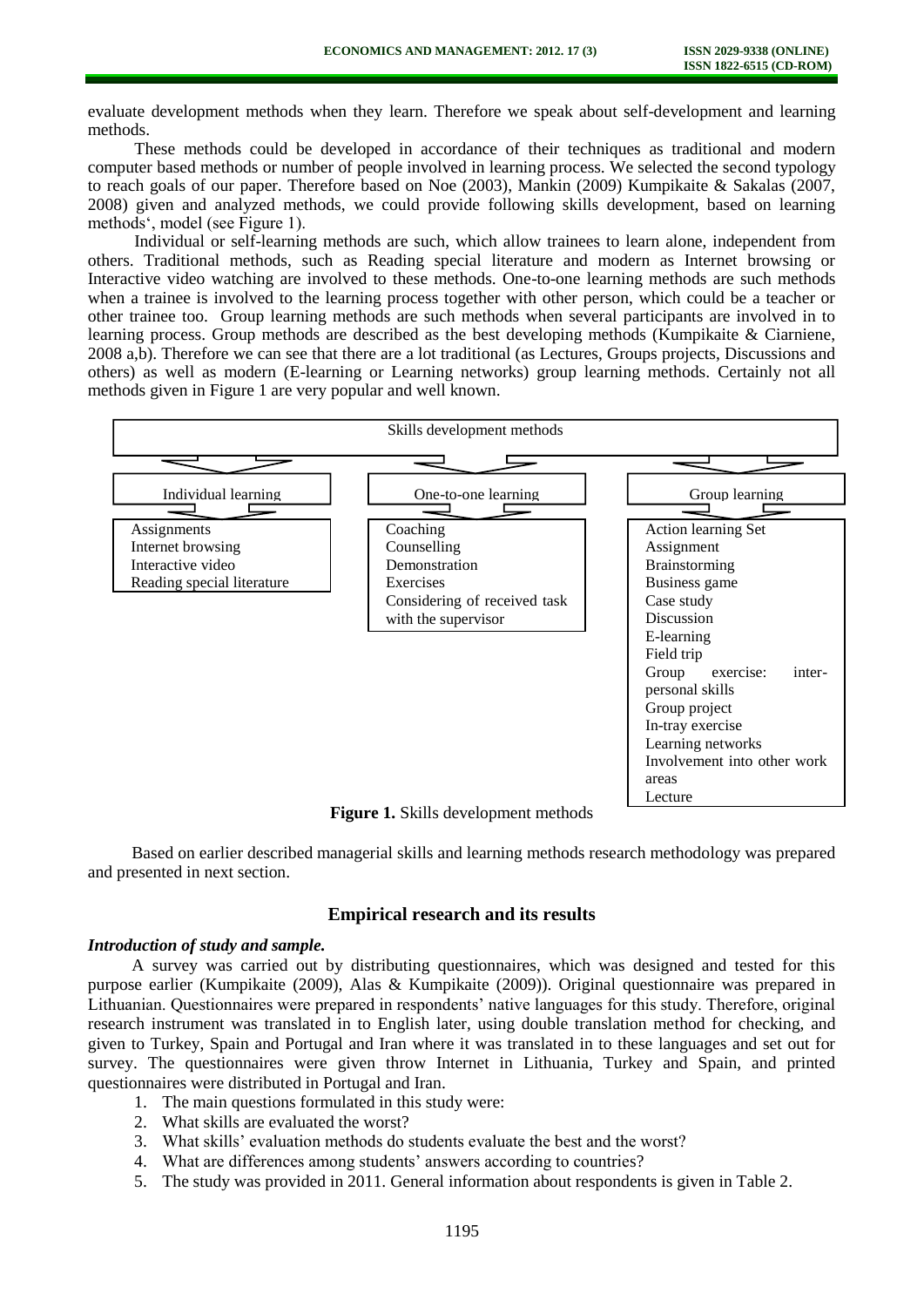evaluate development methods when they learn. Therefore we speak about self-development and learning methods.

These methods could be developed in accordance of their techniques as traditional and modern computer based methods or number of people involved in learning process. We selected the second typology to reach goals of our paper. Therefore based on Noe (2003), Mankin (2009) Kumpikaite & Sakalas (2007, 2008) given and analyzed methods, we could provide following skills development, based on learning methods', model (see Figure 1).

Individual or self-learning methods are such, which allow trainees to learn alone, independent from others. Traditional methods, such as Reading special literature and modern as Internet browsing or Interactive video watching are involved to these methods. One-to-one learning methods are such methods when a trainee is involved to the learning process together with other person, which could be a teacher or other trainee too. Group learning methods are such methods when several participants are involved in to learning process. Group methods are described as the best developing methods (Kumpikaite & Ciarniene, 2008 a,b). Therefore we can see that there are a lot traditional (as Lectures, Groups projects, Discussions and others) as well as modern (E-learning or Learning networks) group learning methods. Certainly not all methods given in Figure 1 are very popular and well known.

Skills development methods

| Individual learning | One-to-one learning | Group learning |
|---|---|---|
| Assignments | Coaching | Action learning Set |
| Internet browsing | Counselling | Assignment |
| Interactive video | Demonstration | Brainstorming |
| Reading special literature | Exercises | Business game |
| | Considering of received task with the supervisor | Case study |
| | | Discussion |
| | | E-learning |
| | | Field trip |
| | | Group exercise: inter-personal skills |
| | | Group project |
| | | In-tray exercise |
| | | Learning networks |
| | | Involvement into other work areas |
| | | Lecture |

**Figure 1.** Skills development methods

Based on earlier described managerial skills and learning methods research methodology was prepared and presented in next section.

## Empirical research and its results

***Introduction of study and sample.***

A survey was carried out by distributing questionnaires, which was designed and tested for this purpose earlier (Kumpikaite (2009), Alas & Kumpikaite (2009)). Original questionnaire was prepared in Lithuanian. Questionnaires were prepared in respondents' native languages for this study. Therefore, original research instrument was translated in to English later, using double translation method for checking, and given to Turkey, Spain and Portugal and Iran where it was translated in to these languages and set out for survey. The questionnaires were given throw Internet in Lithuania, Turkey and Spain, and printed questionnaires were distributed in Portugal and Iran.

1. The main questions formulated in this study were:
2. What skills are evaluated the worst?
3. What skills' evaluation methods do students evaluate the best and the worst?
4. What are differences among students' answers according to countries?
5. The study was provided in 2011. General information about respondents is given in Table 2.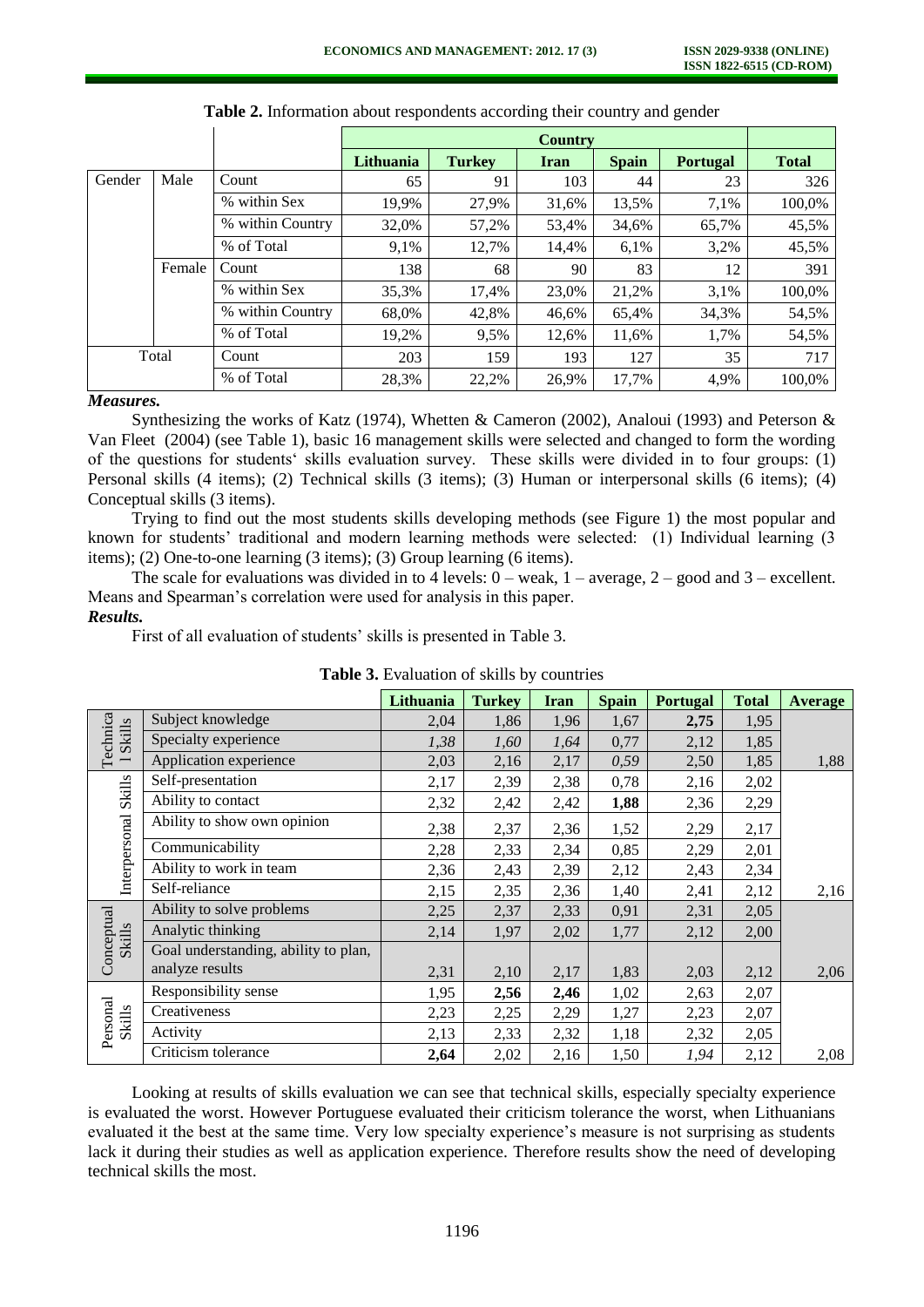**Table 2.** Information about respondents according their country and gender

| | | | Country | | | | | |
|---|---|---|---|---|---|---|---|---|
| | | | Lithuania | Turkey | Iran | Spain | Portugal | Total |
| Gender | Male | Count | 65 | 91 | 103 | 44 | 23 | 326 |
| | | % within Sex | 19,9% | 27,9% | 31,6% | 13,5% | 7,1% | 100,0% |
| | | % within Country | 32,0% | 57,2% | 53,4% | 34,6% | 65,7% | 45,5% |
| | | % of Total | 9,1% | 12,7% | 14,4% | 6,1% | 3,2% | 45,5% |
| | Female | Count | 138 | 68 | 90 | 83 | 12 | 391 |
| | | % within Sex | 35,3% | 17,4% | 23,0% | 21,2% | 3,1% | 100,0% |
| | | % within Country | 68,0% | 42,8% | 46,6% | 65,4% | 34,3% | 54,5% |
| | | % of Total | 19,2% | 9,5% | 12,6% | 11,6% | 1,7% | 54,5% |
| Total | | Count | 203 | 159 | 193 | 127 | 35 | 717 |
| | | % of Total | 28,3% | 22,2% | 26,9% | 17,7% | 4,9% | 100,0% |

***Measures.***

Synthesizing the works of Katz (1974), Whetten & Cameron (2002), Analoui (1993) and Peterson & Van Fleet (2004) (see Table 1), basic 16 management skills were selected and changed to form the wording of the questions for students' skills evaluation survey. These skills were divided in to four groups: (1) Personal skills (4 items); (2) Technical skills (3 items); (3) Human or interpersonal skills (6 items); (4) Conceptual skills (3 items).

Trying to find out the most students skills developing methods (see Figure 1) the most popular and known for students' traditional and modern learning methods were selected: (1) Individual learning (3 items); (2) One-to-one learning (3 items); (3) Group learning (6 items).

The scale for evaluations was divided in to 4 levels: 0 – weak, 1 – average, 2 – good and 3 – excellent. Means and Spearman's correlation were used for analysis in this paper.

***Results.***

First of all evaluation of students' skills is presented in Table 3.

**Table 3.** Evaluation of skills by countries

| | | Lithuania | Turkey | Iran | Spain | Portugal | Total | Average |
|---|---|---|---|---|---|---|---|---|
| Technical Skills | Subject knowledge | 2,04 | 1,86 | 1,96 | 1,67 | **2,75** | 1,95 | |
| | Specialty experience | *1,38* | *1,60* | *1,64* | 0,77 | 2,12 | 1,85 | |
| | Application experience | 2,03 | 2,16 | 2,17 | *0,59* | 2,50 | 1,85 | 1,88 |
| Interpersonal Skills | Self-presentation | 2,17 | 2,39 | 2,38 | 0,78 | 2,16 | 2,02 | |
| | Ability to contact | 2,32 | 2,42 | 2,42 | **1,88** | 2,36 | 2,29 | |
| | Ability to show own opinion | 2,38 | 2,37 | 2,36 | 1,52 | 2,29 | 2,17 | |
| | Communicability | 2,28 | 2,33 | 2,34 | 0,85 | 2,29 | 2,01 | |
| | Ability to work in team | 2,36 | 2,43 | 2,39 | 2,12 | 2,43 | 2,34 | |
| | Self-reliance | 2,15 | 2,35 | 2,36 | 1,40 | 2,41 | 2,12 | 2,16 |
| Conceptual Skills | Ability to solve problems | 2,25 | 2,37 | 2,33 | 0,91 | 2,31 | 2,05 | |
| | Analytic thinking | 2,14 | 1,97 | 2,02 | 1,77 | 2,12 | 2,00 | |
| | Goal understanding, ability to plan, analyze results | 2,31 | 2,10 | 2,17 | 1,83 | 2,03 | 2,12 | 2,06 |
| Personal Skills | Responsibility sense | 1,95 | **2,56** | **2,46** | 1,02 | 2,63 | 2,07 | |
| | Creativeness | 2,23 | 2,25 | 2,29 | 1,27 | 2,23 | 2,07 | |
| | Activity | 2,13 | 2,33 | 2,32 | 1,18 | 2,32 | 2,05 | |
| | Criticism tolerance | **2,64** | 2,02 | 2,16 | 1,50 | *1,94* | 2,12 | 2,08 |

Looking at results of skills evaluation we can see that technical skills, especially specialty experience is evaluated the worst. However Portuguese evaluated their criticism tolerance the worst, when Lithuanians evaluated it the best at the same time. Very low specialty experience's measure is not surprising as students lack it during their studies as well as application experience. Therefore results show the need of developing technical skills the most.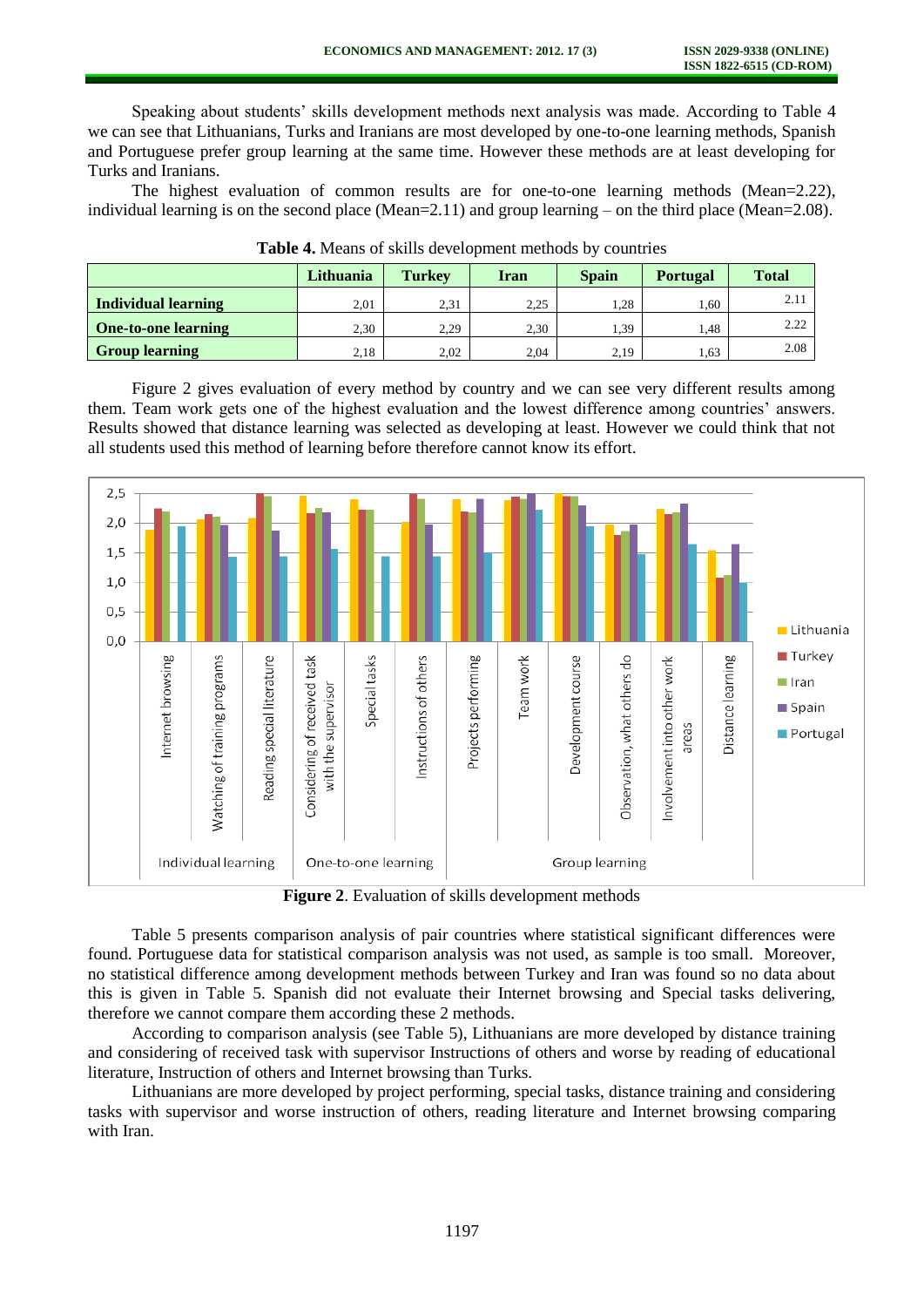Speaking about students' skills development methods next analysis was made. According to Table 4 we can see that Lithuanians, Turks and Iranians are most developed by one-to-one learning methods, Spanish and Portuguese prefer group learning at the same time. However these methods are at least developing for Turks and Iranians.

The highest evaluation of common results are for one-to-one learning methods (Mean=2.22), individual learning is on the second place (Mean=2.11) and group learning – on the third place (Mean=2.08).

**Table 4.** Means of skills development methods by countries

| | Lithuania | Turkey | Iran | Spain | Portugal | Total |
|---|---|---|---|---|---|---|
| **Individual learning** | 2,01 | 2,31 | 2,25 | 1,28 | 1,60 | 2.11 |
| **One-to-one learning** | 2,30 | 2,29 | 2,30 | 1,39 | 1,48 | 2.22 |
| **Group learning** | 2,18 | 2,02 | 2,04 | 2,19 | 1,63 | 2.08 |

Figure 2 gives evaluation of every method by country and we can see very different results among them. Team work gets one of the highest evaluation and the lowest difference among countries' answers. Results showed that distance learning was selected as developing at least. However we could think that not all students used this method of learning before therefore cannot know its effort.

**Figure 2**. Evaluation of skills development methods

Table 5 presents comparison analysis of pair countries where statistical significant differences were found. Portuguese data for statistical comparison analysis was not used, as sample is too small. Moreover, no statistical difference among development methods between Turkey and Iran was found so no data about this is given in Table 5. Spanish did not evaluate their Internet browsing and Special tasks delivering, therefore we cannot compare them according these 2 methods.

According to comparison analysis (see Table 5), Lithuanians are more developed by distance training and considering of received task with supervisor Instructions of others and worse by reading of educational literature, Instruction of others and Internet browsing than Turks.

Lithuanians are more developed by project performing, special tasks, distance training and considering tasks with supervisor and worse instruction of others, reading literature and Internet browsing comparing with Iran.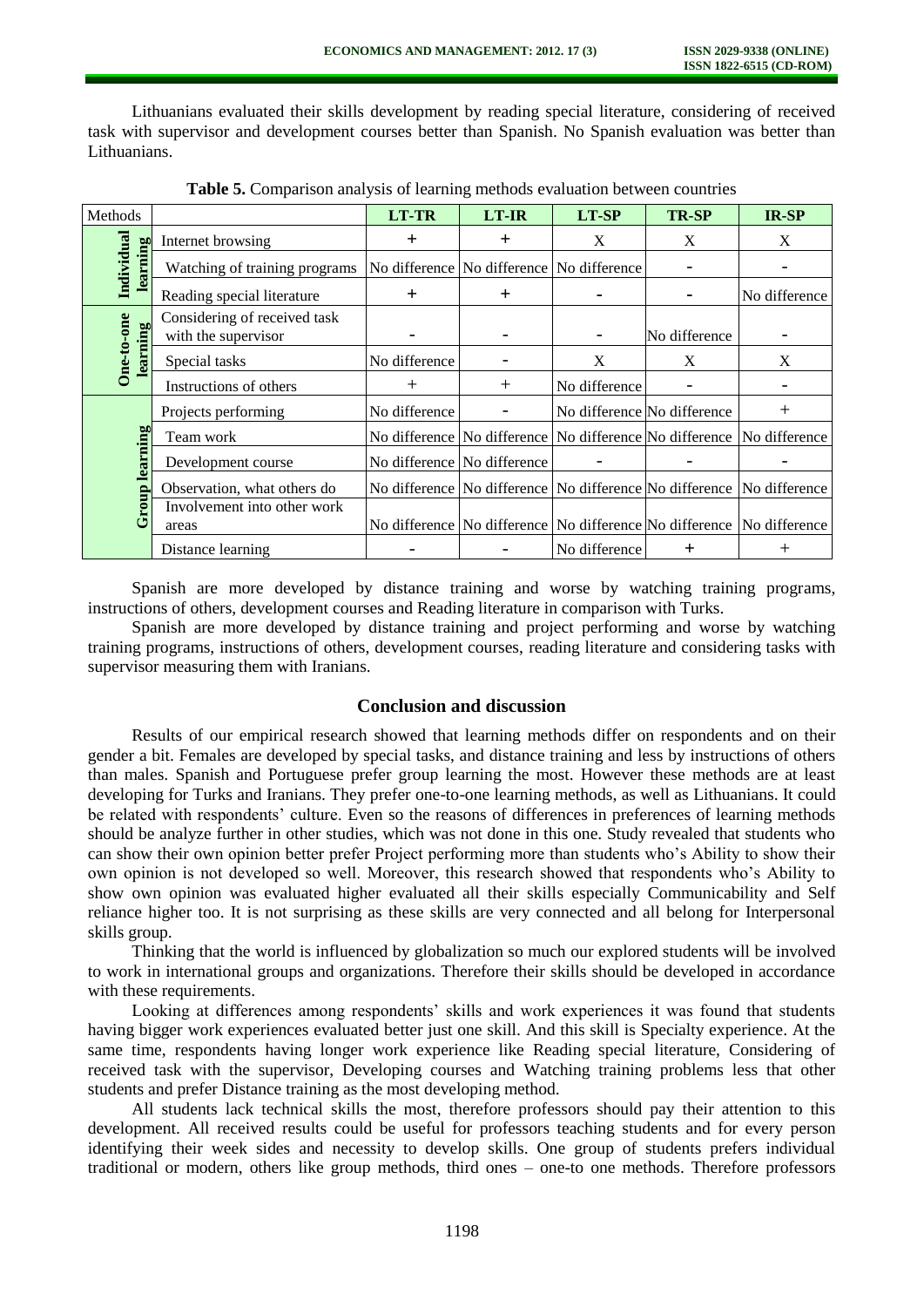Lithuanians evaluated their skills development by reading special literature, considering of received task with supervisor and development courses better than Spanish. No Spanish evaluation was better than Lithuanians.

**Table 5.** Comparison analysis of learning methods evaluation between countries

| Methods | | LT-TR | LT-IR | LT-SP | TR-SP | IR-SP |
|---|---|---|---|---|---|---|
| Individual learning | Internet browsing | + | + | X | X | X |
| | Watching of training programs | No difference | No difference | No difference | - | - |
| | Reading special literature | + | + | - | - | No difference |
| One-to-one learning | Considering of received task with the supervisor | - | - | - | No difference | - |
| | Special tasks | No difference | - | X | X | X |
| | Instructions of others | + | + | No difference | - | - |
| Group learning | Projects performing | No difference | - | No difference | No difference | + |
| | Team work | No difference | No difference | No difference | No difference | No difference |
| | Development course | No difference | No difference | - | - | - |
| | Observation, what others do | No difference | No difference | No difference | No difference | No difference |
| | Involvement into other work areas | No difference | No difference | No difference | No difference | No difference |
| | Distance learning | - | - | No difference | + | + |

Spanish are more developed by distance training and worse by watching training programs, instructions of others, development courses and Reading literature in comparison with Turks.

Spanish are more developed by distance training and project performing and worse by watching training programs, instructions of others, development courses, reading literature and considering tasks with supervisor measuring them with Iranians.

## Conclusion and discussion

Results of our empirical research showed that learning methods differ on respondents and on their gender a bit. Females are developed by special tasks, and distance training and less by instructions of others than males. Spanish and Portuguese prefer group learning the most. However these methods are at least developing for Turks and Iranians. They prefer one-to-one learning methods, as well as Lithuanians. It could be related with respondents' culture. Even so the reasons of differences in preferences of learning methods should be analyze further in other studies, which was not done in this one. Study revealed that students who can show their own opinion better prefer Project performing more than students who's Ability to show their own opinion is not developed so well. Moreover, this research showed that respondents who's Ability to show own opinion was evaluated higher evaluated all their skills especially Communicability and Self reliance higher too. It is not surprising as these skills are very connected and all belong for Interpersonal skills group.

Thinking that the world is influenced by globalization so much our explored students will be involved to work in international groups and organizations. Therefore their skills should be developed in accordance with these requirements.

Looking at differences among respondents' skills and work experiences it was found that students having bigger work experiences evaluated better just one skill. And this skill is Specialty experience. At the same time, respondents having longer work experience like Reading special literature, Considering of received task with the supervisor, Developing courses and Watching training problems less that other students and prefer Distance training as the most developing method.

All students lack technical skills the most, therefore professors should pay their attention to this development. All received results could be useful for professors teaching students and for every person identifying their week sides and necessity to develop skills. One group of students prefers individual traditional or modern, others like group methods, third ones – one-to one methods. Therefore professors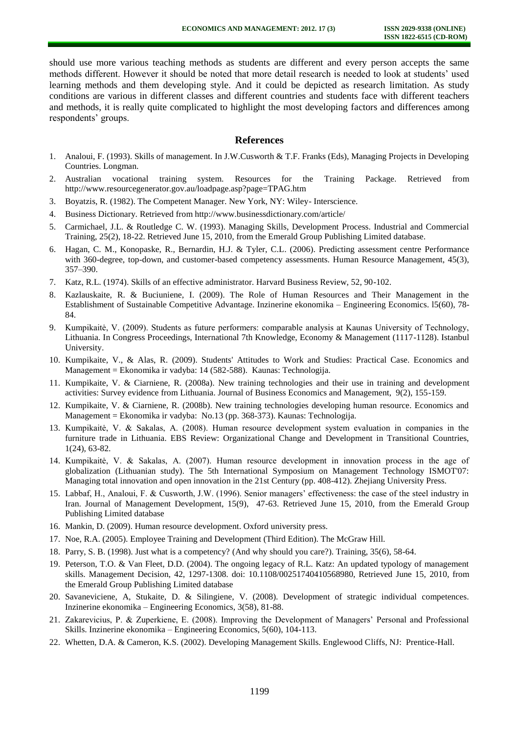should use more various teaching methods as students are different and every person accepts the same methods different. However it should be noted that more detail research is needed to look at students' used learning methods and them developing style. And it could be depicted as research limitation. As study conditions are various in different classes and different countries and students face with different teachers and methods, it is really quite complicated to highlight the most developing factors and differences among respondents' groups.

## References

1. Analoui, F. (1993). Skills of management. In J.W.Cusworth & T.F. Franks (Eds), Managing Projects in Developing Countries. Longman.
2. Australian vocational training system. Resources for the Training Package. Retrieved from http://www.resourcegenerator.gov.au/loadpage.asp?page=TPAG.htm
3. Boyatzis, R. (1982). The Competent Manager. New York, NY: Wiley- Interscience.
4. Business Dictionary. Retrieved from http://www.businessdictionary.com/article/
5. Carmichael, J.L. & Routledge C. W. (1993). Managing Skills, Development Process. Industrial and Commercial Training, 25(2), 18-22. Retrieved June 15, 2010, from the Emerald Group Publishing Limited database.
6. Hagan, C. M., Konopaske, R., Bernardin, H.J. & Tyler, C.L. (2006). Predicting assessment centre Performance with 360-degree, top-down, and customer-based competency assessments. Human Resource Management, 45(3), 357–390.
7. Katz, R.L. (1974). Skills of an effective administrator. Harvard Business Review, 52, 90-102.
8. Kazlauskaite, R. & Buciuniene, I. (2009). The Role of Human Resources and Their Management in the Establishment of Sustainable Competitive Advantage. Inzinerine ekonomika – Engineering Economics. l5(60), 78-84.
9. Kumpikaitė, V. (2009). Students as future performers: comparable analysis at Kaunas University of Technology, Lithuania. In Congress Proceedings, International 7th Knowledge, Economy & Management (1117-1128). Istanbul University.
10. Kumpikaite, V., & Alas, R. (2009). Students' Attitudes to Work and Studies: Practical Case. Economics and Management = Ekonomika ir vadyba: 14 (582-588). Kaunas: Technologija.
11. Kumpikaite, V. & Ciarniene, R. (2008a). New training technologies and their use in training and development activities: Survey evidence from Lithuania. Journal of Business Economics and Management, 9(2), 155-159.
12. Kumpikaite, V. & Ciarniene, R. (2008b). New training technologies developing human resource. Economics and Management = Ekonomika ir vadyba: No.13 (pp. 368-373). Kaunas: Technologija.
13. Kumpikaitė, V. & Sakalas, A. (2008). Human resource development system evaluation in companies in the furniture trade in Lithuania. EBS Review: Organizational Change and Development in Transitional Countries, 1(24), 63-82.
14. Kumpikaitė, V. & Sakalas, A. (2007). Human resource development in innovation process in the age of globalization (Lithuanian study). The 5th International Symposium on Management Technology ISMOT'07: Managing total innovation and open innovation in the 21st Century (pp. 408-412). Zhejiang University Press.
15. Labbaf, H., Analoui, F. & Cusworth, J.W. (1996). Senior managers' effectiveness: the case of the steel industry in Iran. Journal of Management Development, 15(9), 47-63. Retrieved June 15, 2010, from the Emerald Group Publishing Limited database
16. Mankin, D. (2009). Human resource development. Oxford university press.
17. Noe, R.A. (2005). Employee Training and Development (Third Edition). The McGraw Hill.
18. Parry, S. B. (1998). Just what is a competency? (And why should you care?). Training, 35(6), 58-64.
19. Peterson, T.O. & Van Fleet, D.D. (2004). The ongoing legacy of R.L. Katz: An updated typology of management skills. Management Decision, 42, 1297-1308. doi: 10.1108/00251740410568980, Retrieved June 15, 2010, from the Emerald Group Publishing Limited database
20. Savaneviciene, A, Stukaite, D. & Silingiene, V. (2008). Development of strategic individual competences. Inzinerine ekonomika – Engineering Economics, 3(58), 81-88.
21. Zakarevicius, P. & Zuperkiene, E. (2008). Improving the Development of Managers' Personal and Professional Skills. Inzinerine ekonomika – Engineering Economics, 5(60), 104-113.
22. Whetten, D.A. & Cameron, K.S. (2002). Developing Management Skills. Englewood Cliffs, NJ: Prentice-Hall.